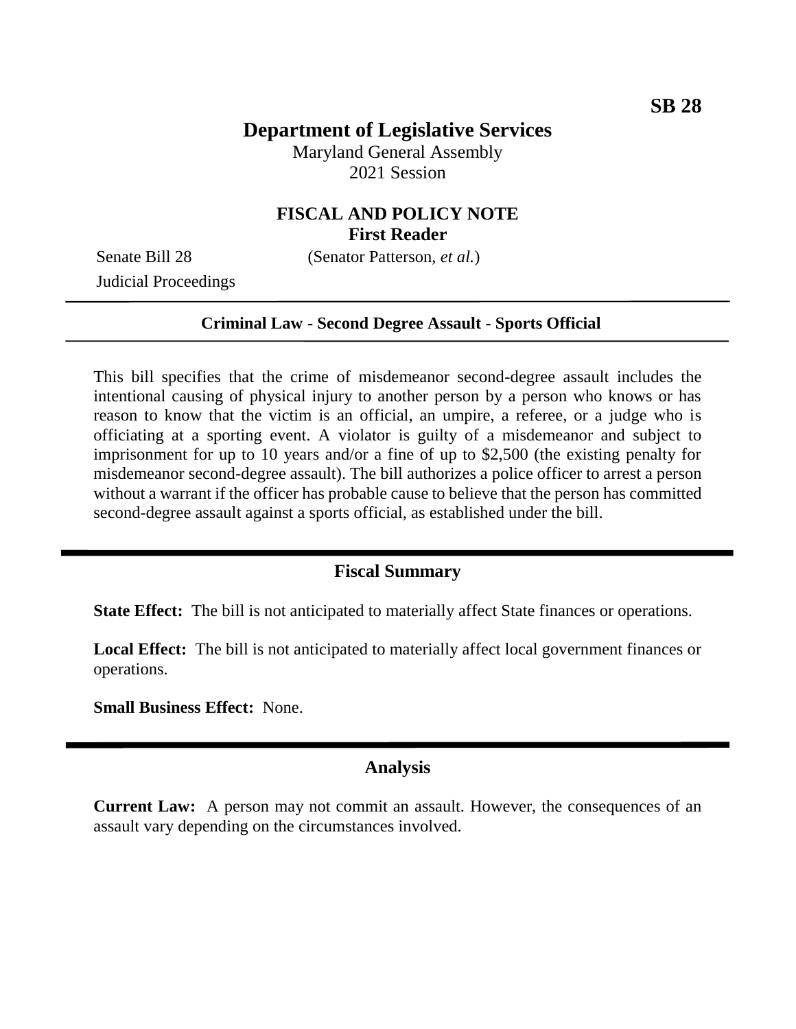**SB 28**

# Department of Legislative Services

Maryland General Assembly
2021 Session

## FISCAL AND POLICY NOTE
**First Reader**

Senate Bill 28 (Senator Patterson, *et al.*)
Judicial Proceedings

---

**Criminal Law - Second Degree Assault - Sports Official**

---

This bill specifies that the crime of misdemeanor second-degree assault includes the intentional causing of physical injury to another person by a person who knows or has reason to know that the victim is an official, an umpire, a referee, or a judge who is officiating at a sporting event. A violator is guilty of a misdemeanor and subject to imprisonment for up to 10 years and/or a fine of up to $2,500 (the existing penalty for misdemeanor second-degree assault). The bill authorizes a police officer to arrest a person without a warrant if the officer has probable cause to believe that the person has committed second-degree assault against a sports official, as established under the bill.

---

## Fiscal Summary

**State Effect:** The bill is not anticipated to materially affect State finances or operations.

**Local Effect:** The bill is not anticipated to materially affect local government finances or operations.

**Small Business Effect:** None.

---

## Analysis

**Current Law:** A person may not commit an assault. However, the consequences of an assault vary depending on the circumstances involved.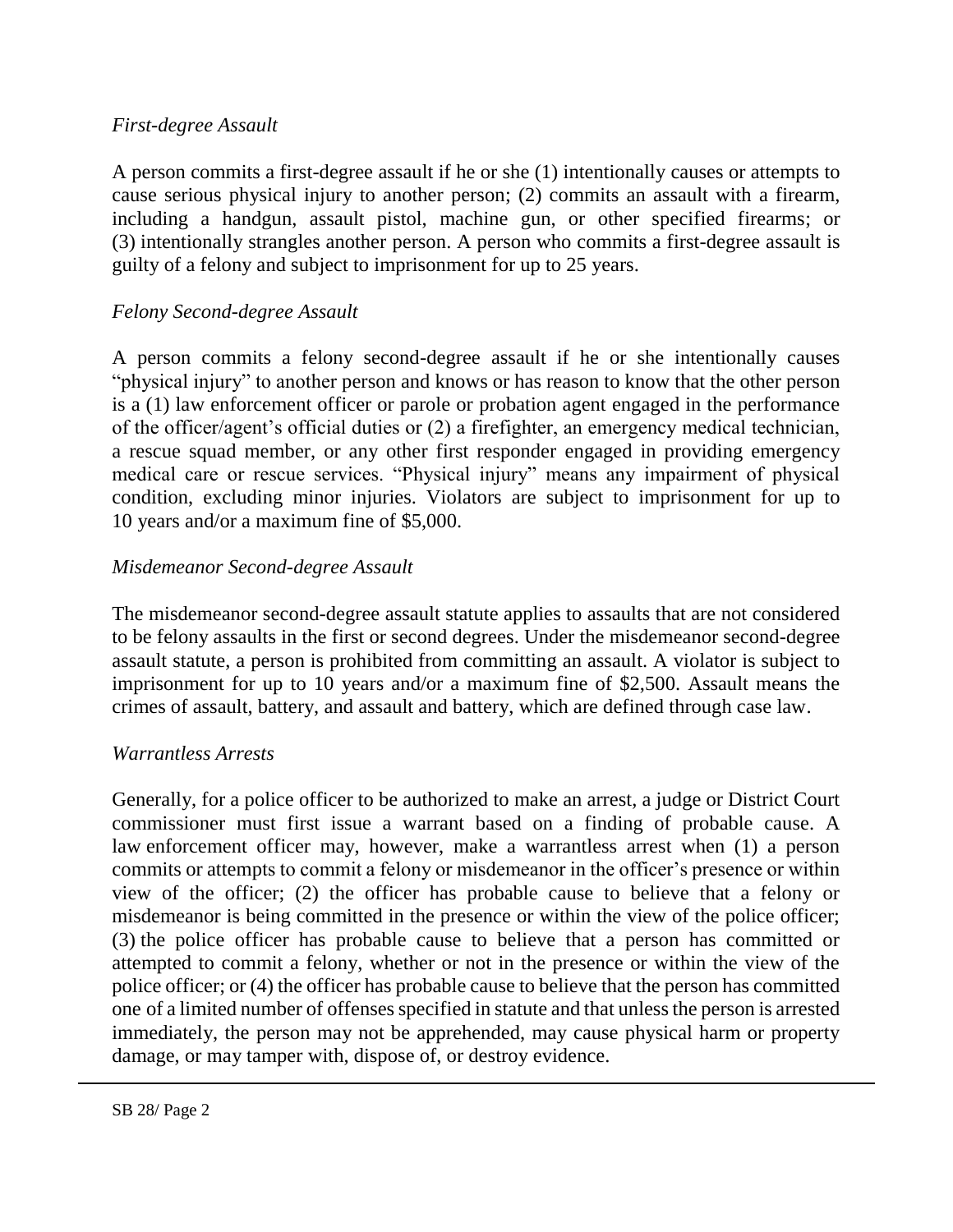*First-degree Assault*

A person commits a first-degree assault if he or she (1) intentionally causes or attempts to cause serious physical injury to another person; (2) commits an assault with a firearm, including a handgun, assault pistol, machine gun, or other specified firearms; or (3) intentionally strangles another person. A person who commits a first-degree assault is guilty of a felony and subject to imprisonment for up to 25 years.

*Felony Second-degree Assault*

A person commits a felony second-degree assault if he or she intentionally causes "physical injury" to another person and knows or has reason to know that the other person is a (1) law enforcement officer or parole or probation agent engaged in the performance of the officer/agent's official duties or (2) a firefighter, an emergency medical technician, a rescue squad member, or any other first responder engaged in providing emergency medical care or rescue services. "Physical injury" means any impairment of physical condition, excluding minor injuries. Violators are subject to imprisonment for up to 10 years and/or a maximum fine of $5,000.

*Misdemeanor Second-degree Assault*

The misdemeanor second-degree assault statute applies to assaults that are not considered to be felony assaults in the first or second degrees. Under the misdemeanor second-degree assault statute, a person is prohibited from committing an assault. A violator is subject to imprisonment for up to 10 years and/or a maximum fine of $2,500. Assault means the crimes of assault, battery, and assault and battery, which are defined through case law.

*Warrantless Arrests*

Generally, for a police officer to be authorized to make an arrest, a judge or District Court commissioner must first issue a warrant based on a finding of probable cause. A law enforcement officer may, however, make a warrantless arrest when (1) a person commits or attempts to commit a felony or misdemeanor in the officer's presence or within view of the officer; (2) the officer has probable cause to believe that a felony or misdemeanor is being committed in the presence or within the view of the police officer; (3) the police officer has probable cause to believe that a person has committed or attempted to commit a felony, whether or not in the presence or within the view of the police officer; or (4) the officer has probable cause to believe that the person has committed one of a limited number of offenses specified in statute and that unless the person is arrested immediately, the person may not be apprehended, may cause physical harm or property damage, or may tamper with, dispose of, or destroy evidence.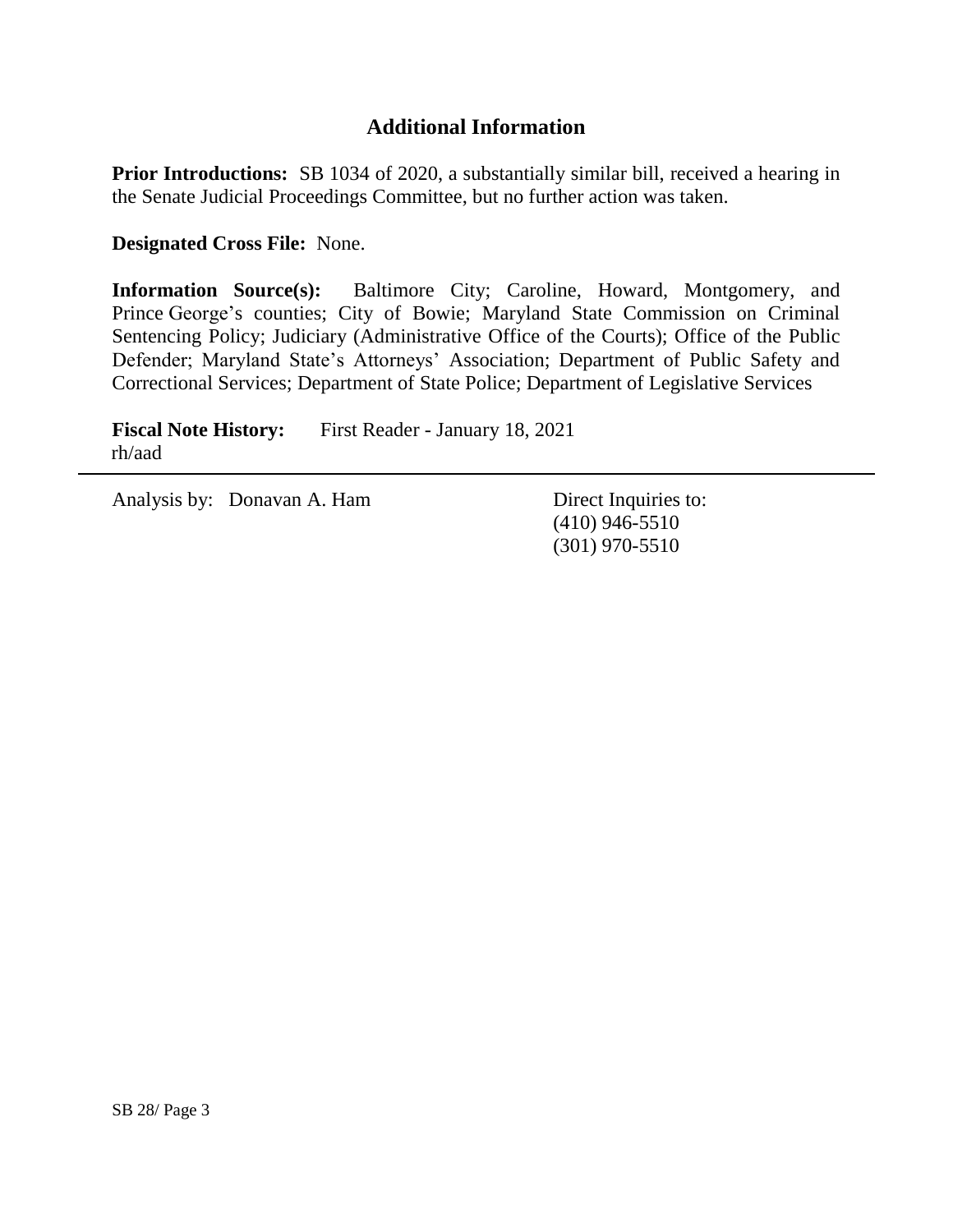## Additional Information

**Prior Introductions:** SB 1034 of 2020, a substantially similar bill, received a hearing in the Senate Judicial Proceedings Committee, but no further action was taken.

**Designated Cross File:** None.

**Information Source(s):** Baltimore City; Caroline, Howard, Montgomery, and Prince George's counties; City of Bowie; Maryland State Commission on Criminal Sentencing Policy; Judiciary (Administrative Office of the Courts); Office of the Public Defender; Maryland State's Attorneys' Association; Department of Public Safety and Correctional Services; Department of State Police; Department of Legislative Services

**Fiscal Note History:** First Reader - January 18, 2021
rh/aad

---

Analysis by: Donavan A. Ham

Direct Inquiries to:
(410) 946-5510
(301) 970-5510